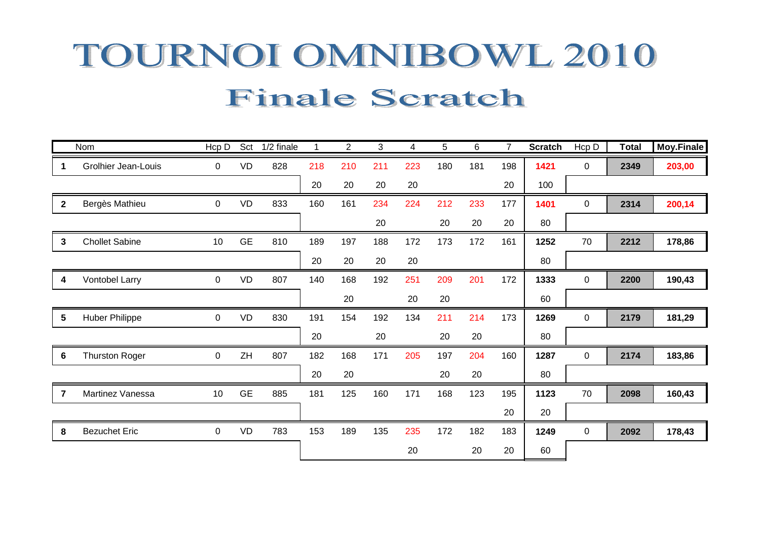# TOURNOI OMNIBOWL 2010

## Finale Scratch

| | Nom | Hcp D | Sct | 1/2 finale | 1 | 2 | 3 | 4 | 5 | 6 | 7 | Scratch | Hcp D | Total | Moy.Finale |
|---|---|---|---|---|---|---|---|---|---|---|---|---|---|---|---|
| **1** | Grolhier Jean-Louis | 0 | VD | 828 | 218 | 210 | 211 | 223 | 180 | 181 | 198 | **1421** | 0 | **2349** | **203,00** |
| | | | | | 20 | 20 | 20 | 20 | | | 20 | 100 | | | |
| **2** | Bergès Mathieu | 0 | VD | 833 | 160 | 161 | 234 | 224 | 212 | 233 | 177 | **1401** | 0 | **2314** | **200,14** |
| | | | | | | | 20 | | 20 | 20 | 20 | 80 | | | |
| **3** | Chollet Sabine | 10 | GE | 810 | 189 | 197 | 188 | 172 | 173 | 172 | 161 | **1252** | 70 | **2212** | **178,86** |
| | | | | | 20 | 20 | 20 | 20 | | | | 80 | | | |
| **4** | Vontobel Larry | 0 | VD | 807 | 140 | 168 | 192 | 251 | 209 | 201 | 172 | **1333** | 0 | **2200** | **190,43** |
| | | | | | | 20 | | 20 | 20 | | | 60 | | | |
| **5** | Huber Philippe | 0 | VD | 830 | 191 | 154 | 192 | 134 | 211 | 214 | 173 | **1269** | 0 | **2179** | **181,29** |
| | | | | | 20 | | 20 | | 20 | 20 | | 80 | | | |
| **6** | Thurston Roger | 0 | ZH | 807 | 182 | 168 | 171 | 205 | 197 | 204 | 160 | **1287** | 0 | **2174** | **183,86** |
| | | | | | 20 | 20 | | | 20 | 20 | | 80 | | | |
| **7** | Martinez Vanessa | 10 | GE | 885 | 181 | 125 | 160 | 171 | 168 | 123 | 195 | **1123** | 70 | **2098** | **160,43** |
| | | | | | | | | | | | 20 | 20 | | | |
| **8** | Bezuchet Eric | 0 | VD | 783 | 153 | 189 | 135 | 235 | 172 | 182 | 183 | **1249** | 0 | **2092** | **178,43** |
| | | | | | | | | 20 | | 20 | 20 | 60 | | | |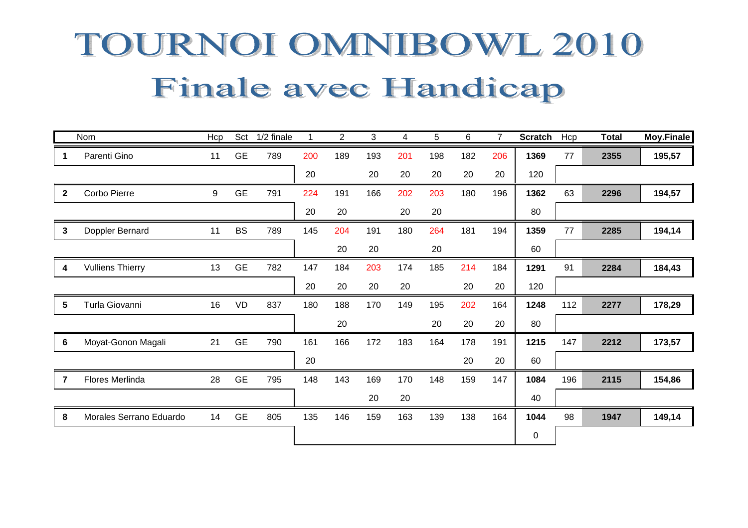# TOURNOI OMNIBOWL 2010

## Finale avec Handicap

| | Nom | Hcp | Sct | 1/2 finale | 1 | 2 | 3 | 4 | 5 | 6 | 7 | Scratch | Hcp | Total | Moy.Finale |
|---|---|---|---|---|---|---|---|---|---|---|---|---|---|---|---|
| **1** | Parenti Gino | 11 | GE | 789 | 200 | 189 | 193 | 201 | 198 | 182 | 206 | **1369** | 77 | **2355** | **195,57** |
| | | | | | 20 | | 20 | 20 | 20 | 20 | 20 | 120 | | | |
| **2** | Corbo Pierre | 9 | GE | 791 | 224 | 191 | 166 | 202 | 203 | 180 | 196 | **1362** | 63 | **2296** | **194,57** |
| | | | | | 20 | 20 | | 20 | 20 | | | 80 | | | |
| **3** | Doppler Bernard | 11 | BS | 789 | 145 | 204 | 191 | 180 | 264 | 181 | 194 | **1359** | 77 | **2285** | **194,14** |
| | | | | | | 20 | 20 | | 20 | | | 60 | | | |
| **4** | Vulliens Thierry | 13 | GE | 782 | 147 | 184 | 203 | 174 | 185 | 214 | 184 | **1291** | 91 | **2284** | **184,43** |
| | | | | | 20 | 20 | 20 | 20 | | 20 | 20 | 120 | | | |
| **5** | Turla Giovanni | 16 | VD | 837 | 180 | 188 | 170 | 149 | 195 | 202 | 164 | **1248** | 112 | **2277** | **178,29** |
| | | | | | | 20 | | | 20 | 20 | 20 | 80 | | | |
| **6** | Moyat-Gonon Magali | 21 | GE | 790 | 161 | 166 | 172 | 183 | 164 | 178 | 191 | **1215** | 147 | **2212** | **173,57** |
| | | | | | 20 | | | | | 20 | 20 | 60 | | | |
| **7** | Flores Merlinda | 28 | GE | 795 | 148 | 143 | 169 | 170 | 148 | 159 | 147 | **1084** | 196 | **2115** | **154,86** |
| | | | | | | | 20 | 20 | | | | 40 | | | |
| **8** | Morales Serrano Eduardo | 14 | GE | 805 | 135 | 146 | 159 | 163 | 139 | 138 | 164 | **1044** | 98 | **1947** | **149,14** |
| | | | | | | | | | | | | 0 | | | |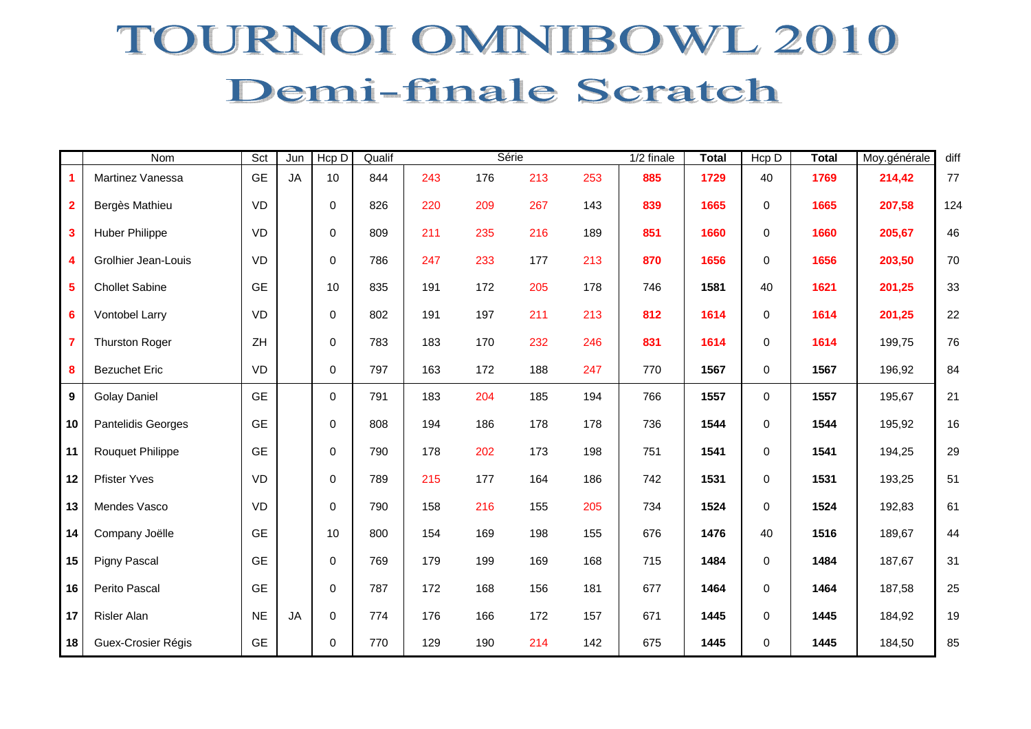# TOURNOI OMNIBOWL 2010

## Demi-finale Scratch

| | Nom | Sct | Jun | Hcp D | Qualif | Série | | | | 1/2 finale | Total | Hcp D | Total | Moy.générale | diff |
|---|---|---|---|---|---|---|---|---|---|---|---|---|---|---|---|
| **1** | Martinez Vanessa | GE | JA | 10 | 844 | 243 | 176 | 213 | 253 | **885** | **1729** | 40 | **1769** | **214,42** | 77 |
| **2** | Bergès Mathieu | VD | | 0 | 826 | 220 | 209 | 267 | 143 | **839** | **1665** | 0 | **1665** | **207,58** | 124 |
| **3** | Huber Philippe | VD | | 0 | 809 | 211 | 235 | 216 | 189 | **851** | **1660** | 0 | **1660** | **205,67** | 46 |
| **4** | Grolhier Jean-Louis | VD | | 0 | 786 | 247 | 233 | 177 | 213 | **870** | **1656** | 0 | **1656** | **203,50** | 70 |
| **5** | Chollet Sabine | GE | | 10 | 835 | 191 | 172 | 205 | 178 | 746 | **1581** | 40 | **1621** | **201,25** | 33 |
| **6** | Vontobel Larry | VD | | 0 | 802 | 191 | 197 | 211 | 213 | **812** | **1614** | 0 | **1614** | **201,25** | 22 |
| **7** | Thurston Roger | ZH | | 0 | 783 | 183 | 170 | 232 | 246 | **831** | **1614** | 0 | **1614** | 199,75 | 76 |
| **8** | Bezuchet Eric | VD | | 0 | 797 | 163 | 172 | 188 | 247 | 770 | **1567** | 0 | **1567** | 196,92 | 84 |
| **9** | Golay Daniel | GE | | 0 | 791 | 183 | 204 | 185 | 194 | 766 | **1557** | 0 | **1557** | 195,67 | 21 |
| **10** | Pantelidis Georges | GE | | 0 | 808 | 194 | 186 | 178 | 178 | 736 | **1544** | 0 | **1544** | 195,92 | 16 |
| **11** | Rouquet Philippe | GE | | 0 | 790 | 178 | 202 | 173 | 198 | 751 | **1541** | 0 | **1541** | 194,25 | 29 |
| **12** | Pfister Yves | VD | | 0 | 789 | 215 | 177 | 164 | 186 | 742 | **1531** | 0 | **1531** | 193,25 | 51 |
| **13** | Mendes Vasco | VD | | 0 | 790 | 158 | 216 | 155 | 205 | 734 | **1524** | 0 | **1524** | 192,83 | 61 |
| **14** | Company Joëlle | GE | | 10 | 800 | 154 | 169 | 198 | 155 | 676 | **1476** | 40 | **1516** | 189,67 | 44 |
| **15** | Pigny Pascal | GE | | 0 | 769 | 179 | 199 | 169 | 168 | 715 | **1484** | 0 | **1484** | 187,67 | 31 |
| **16** | Perito Pascal | GE | | 0 | 787 | 172 | 168 | 156 | 181 | 677 | **1464** | 0 | **1464** | 187,58 | 25 |
| **17** | Risler Alan | NE | JA | 0 | 774 | 176 | 166 | 172 | 157 | 671 | **1445** | 0 | **1445** | 184,92 | 19 |
| **18** | Guex-Crosier Régis | GE | | 0 | 770 | 129 | 190 | 214 | 142 | 675 | **1445** | 0 | **1445** | 184,50 | 85 |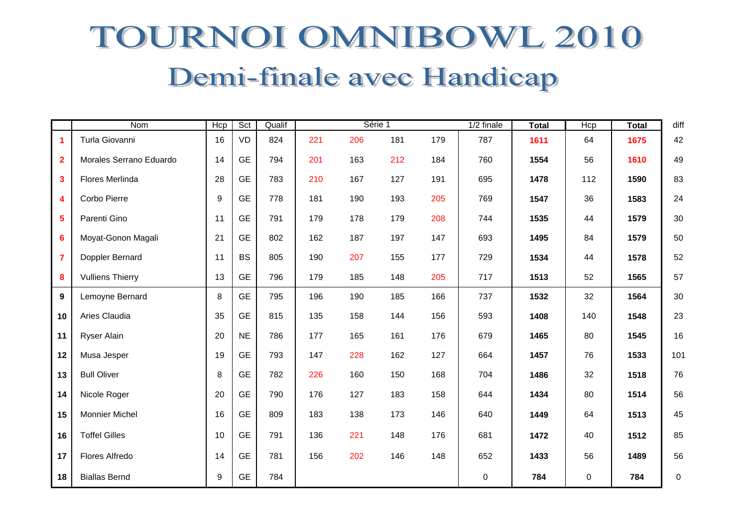# TOURNOI OMNIBOWL 2010

## Demi-finale avec Handicap

| | Nom | Hcp | Sct | Qualif | Série 1 | | | | 1/2 finale | Total | Hcp | Total | diff |
|---|---|---|---|---|---|---|---|---|---|---|---|---|---|
| **1** | Turla Giovanni | 16 | VD | 824 | 221 | 206 | 181 | 179 | 787 | **1611** | 64 | **1675** | 42 |
| **2** | Morales Serrano Eduardo | 14 | GE | 794 | 201 | 163 | 212 | 184 | 760 | **1554** | 56 | **1610** | 49 |
| **3** | Flores Merlinda | 28 | GE | 783 | 210 | 167 | 127 | 191 | 695 | **1478** | 112 | **1590** | 83 |
| **4** | Corbo Pierre | 9 | GE | 778 | 181 | 190 | 193 | 205 | 769 | **1547** | 36 | **1583** | 24 |
| **5** | Parenti Gino | 11 | GE | 791 | 179 | 178 | 179 | 208 | 744 | **1535** | 44 | **1579** | 30 |
| **6** | Moyat-Gonon Magali | 21 | GE | 802 | 162 | 187 | 197 | 147 | 693 | **1495** | 84 | **1579** | 50 |
| **7** | Doppler Bernard | 11 | BS | 805 | 190 | 207 | 155 | 177 | 729 | **1534** | 44 | **1578** | 52 |
| **8** | Vulliens Thierry | 13 | GE | 796 | 179 | 185 | 148 | 205 | 717 | **1513** | 52 | **1565** | 57 |
| **9** | Lemoyne Bernard | 8 | GE | 795 | 196 | 190 | 185 | 166 | 737 | **1532** | 32 | **1564** | 30 |
| **10** | Aries Claudia | 35 | GE | 815 | 135 | 158 | 144 | 156 | 593 | **1408** | 140 | **1548** | 23 |
| **11** | Ryser Alain | 20 | NE | 786 | 177 | 165 | 161 | 176 | 679 | **1465** | 80 | **1545** | 16 |
| **12** | Musa Jesper | 19 | GE | 793 | 147 | 228 | 162 | 127 | 664 | **1457** | 76 | **1533** | 101 |
| **13** | Bull Oliver | 8 | GE | 782 | 226 | 160 | 150 | 168 | 704 | **1486** | 32 | **1518** | 76 |
| **14** | Nicole Roger | 20 | GE | 790 | 176 | 127 | 183 | 158 | 644 | **1434** | 80 | **1514** | 56 |
| **15** | Monnier Michel | 16 | GE | 809 | 183 | 138 | 173 | 146 | 640 | **1449** | 64 | **1513** | 45 |
| **16** | Toffel Gilles | 10 | GE | 791 | 136 | 221 | 148 | 176 | 681 | **1472** | 40 | **1512** | 85 |
| **17** | Flores Alfredo | 14 | GE | 781 | 156 | 202 | 146 | 148 | 652 | **1433** | 56 | **1489** | 56 |
| **18** | Biallas Bernd | 9 | GE | 784 | | | | | 0 | **784** | 0 | **784** | 0 |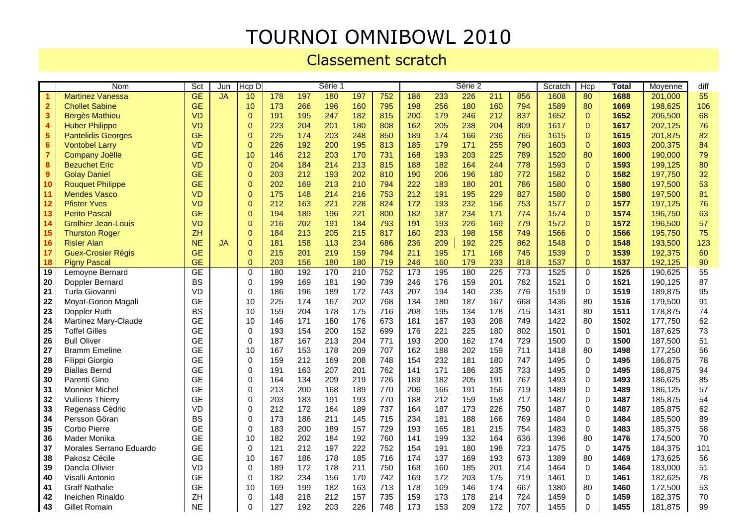# TOURNOI OMNIBOWL 2010

## Classement scratch

| | Nom | Sct | Jun | Hcp D | Série 1 | | | | | Série 2 | | | | | Scratch | Hcp | Total | Moyenne | diff |
|---|---|---|---|---|---|---|---|---|---|---|---|---|---|---|---|---|---|---|---|
| 1 | Martinez Vanessa | GE | JA | 10 | 178 | 197 | 180 | 197 | 752 | 186 | 233 | 226 | 211 | 856 | 1608 | 80 | **1688** | 201,000 | 55 |
| 2 | Chollet Sabine | GE | | 10 | 173 | 266 | 196 | 160 | 795 | 198 | 256 | 180 | 160 | 794 | 1589 | 80 | **1669** | 198,625 | 106 |
| 3 | Bergès Mathieu | VD | | 0 | 191 | 195 | 247 | 182 | 815 | 200 | 179 | 246 | 212 | 837 | 1652 | 0 | **1652** | 206,500 | 68 |
| 4 | Huber Philippe | VD | | 0 | 223 | 204 | 201 | 180 | 808 | 162 | 205 | 238 | 204 | 809 | 1617 | 0 | **1617** | 202,125 | 76 |
| 5 | Pantelidis Georges | GE | | 0 | 225 | 174 | 203 | 248 | 850 | 189 | 174 | 166 | 236 | 765 | 1615 | 0 | **1615** | 201,875 | 82 |
| 6 | Vontobel Larry | VD | | 0 | 226 | 192 | 200 | 195 | 813 | 185 | 179 | 171 | 255 | 790 | 1603 | 0 | **1603** | 200,375 | 84 |
| 7 | Company Joëlle | GE | | 10 | 146 | 212 | 203 | 170 | 731 | 168 | 193 | 203 | 225 | 789 | 1520 | 80 | **1600** | 190,000 | 79 |
| 8 | Bezuchet Eric | VD | | 0 | 204 | 184 | 214 | 213 | 815 | 188 | 182 | 164 | 244 | 778 | 1593 | 0 | **1593** | 199,125 | 80 |
| 9 | Golay Daniel | GE | | 0 | 203 | 212 | 193 | 202 | 810 | 190 | 206 | 196 | 180 | 772 | 1582 | 0 | **1582** | 197,750 | 32 |
| 10 | Rouquet Philippe | GE | | 0 | 202 | 169 | 213 | 210 | 794 | 222 | 183 | 180 | 201 | 786 | 1580 | 0 | **1580** | 197,500 | 53 |
| 11 | Mendes Vasco | VD | | 0 | 175 | 148 | 214 | 216 | 753 | 212 | 191 | 195 | 229 | 827 | 1580 | 0 | **1580** | 197,500 | 81 |
| 12 | Pfister Yves | VD | | 0 | 212 | 163 | 221 | 228 | 824 | 172 | 193 | 232 | 156 | 753 | 1577 | 0 | **1577** | 197,125 | 76 |
| 13 | Perito Pascal | GE | | 0 | 194 | 189 | 196 | 221 | 800 | 182 | 187 | 234 | 171 | 774 | 1574 | 0 | **1574** | 196,750 | 63 |
| 14 | Grolhier Jean-Louis | VD | | 0 | 216 | 202 | 191 | 184 | 793 | 191 | 193 | 226 | 169 | 779 | 1572 | 0 | **1572** | 196,500 | 57 |
| 15 | Thurston Roger | ZH | | 0 | 184 | 213 | 205 | 215 | 817 | 160 | 233 | 198 | 158 | 749 | 1566 | 0 | **1566** | 195,750 | 75 |
| 16 | Risler Alan | NE | JA | 0 | 181 | 158 | 113 | 234 | 686 | 236 | 209 | 192 | 225 | 862 | 1548 | 0 | **1548** | 193,500 | 123 |
| 17 | Guex-Crosier Régis | GE | | 0 | 215 | 201 | 219 | 159 | 794 | 211 | 195 | 171 | 168 | 745 | 1539 | 0 | **1539** | 192,375 | 60 |
| 18 | Pigny Pascal | GE | | 0 | 203 | 156 | 180 | 180 | 719 | 246 | 160 | 179 | 233 | 818 | 1537 | 0 | **1537** | 192,125 | 90 |
| 19 | Lemoyne Bernard | GE | | 0 | 180 | 192 | 170 | 210 | 752 | 173 | 195 | 180 | 225 | 773 | 1525 | 0 | **1525** | 190,625 | 55 |
| 20 | Doppler Bernard | BS | | 0 | 199 | 169 | 181 | 190 | 739 | 246 | 176 | 159 | 201 | 782 | 1521 | 0 | **1521** | 190,125 | 87 |
| 21 | Turla Giovanni | VD | | 0 | 186 | 196 | 189 | 172 | 743 | 207 | 194 | 140 | 235 | 776 | 1519 | 0 | **1519** | 189,875 | 95 |
| 22 | Moyat-Gonon Magali | GE | | 10 | 225 | 174 | 167 | 202 | 768 | 134 | 180 | 187 | 167 | 668 | 1436 | 80 | **1516** | 179,500 | 91 |
| 23 | Doppler Ruth | BS | | 10 | 159 | 204 | 178 | 175 | 716 | 208 | 195 | 134 | 178 | 715 | 1431 | 80 | **1511** | 178,875 | 74 |
| 24 | Martinez Mary-Claude | GE | | 10 | 146 | 171 | 180 | 176 | 673 | 181 | 167 | 193 | 208 | 749 | 1422 | 80 | **1502** | 177,750 | 62 |
| 25 | Toffel Gilles | GE | | 0 | 193 | 154 | 200 | 152 | 699 | 176 | 221 | 225 | 180 | 802 | 1501 | 0 | **1501** | 187,625 | 73 |
| 26 | Bull Oliver | GE | | 0 | 187 | 167 | 213 | 204 | 771 | 193 | 200 | 162 | 174 | 729 | 1500 | 0 | **1500** | 187,500 | 51 |
| 27 | Bramm Emeline | GE | | 10 | 167 | 153 | 178 | 209 | 707 | 162 | 188 | 202 | 159 | 711 | 1418 | 80 | **1498** | 177,250 | 56 |
| 28 | Filippi Giorgio | GE | | 0 | 159 | 212 | 169 | 208 | 748 | 154 | 232 | 181 | 180 | 747 | 1495 | 0 | **1495** | 186,875 | 78 |
| 29 | Biallas Bernd | GE | | 0 | 191 | 163 | 207 | 201 | 762 | 141 | 171 | 186 | 235 | 733 | 1495 | 0 | **1495** | 186,875 | 94 |
| 30 | Parenti Gino | GE | | 0 | 164 | 134 | 209 | 219 | 726 | 189 | 182 | 205 | 191 | 767 | 1493 | 0 | **1493** | 186,625 | 85 |
| 31 | Monnier Michel | GE | | 0 | 213 | 200 | 168 | 189 | 770 | 206 | 166 | 191 | 156 | 719 | 1489 | 0 | **1489** | 186,125 | 57 |
| 32 | Vulliens Thierry | GE | | 0 | 203 | 183 | 191 | 193 | 770 | 188 | 212 | 159 | 158 | 717 | 1487 | 0 | **1487** | 185,875 | 54 |
| 33 | Regenass Cédric | VD | | 0 | 212 | 172 | 164 | 189 | 737 | 164 | 187 | 173 | 226 | 750 | 1487 | 0 | **1487** | 185,875 | 62 |
| 34 | Persson Göran | BS | | 0 | 173 | 186 | 211 | 145 | 715 | 234 | 181 | 188 | 166 | 769 | 1484 | 0 | **1484** | 185,500 | 89 |
| 35 | Corbo Pierre | GE | | 0 | 183 | 200 | 189 | 157 | 729 | 193 | 165 | 181 | 215 | 754 | 1483 | 0 | **1483** | 185,375 | 58 |
| 36 | Mader Monika | GE | | 10 | 182 | 202 | 184 | 192 | 760 | 141 | 199 | 132 | 164 | 636 | 1396 | 80 | **1476** | 174,500 | 70 |
| 37 | Morales Serrano Eduardo | GE | | 0 | 121 | 212 | 197 | 222 | 752 | 154 | 191 | 180 | 198 | 723 | 1475 | 0 | **1475** | 184,375 | 101 |
| 38 | Pakosz Cécile | GE | | 10 | 167 | 186 | 178 | 185 | 716 | 174 | 137 | 169 | 193 | 673 | 1389 | 80 | **1469** | 173,625 | 56 |
| 39 | Dancla Olivier | VD | | 0 | 189 | 172 | 178 | 211 | 750 | 168 | 160 | 185 | 201 | 714 | 1464 | 0 | **1464** | 183,000 | 51 |
| 40 | Visalli Antonio | GE | | 0 | 182 | 234 | 156 | 170 | 742 | 169 | 172 | 203 | 175 | 719 | 1461 | 0 | **1461** | 182,625 | 78 |
| 41 | Graff Nathalie | GE | | 10 | 169 | 199 | 182 | 163 | 713 | 178 | 169 | 146 | 174 | 667 | 1380 | 80 | **1460** | 172,500 | 53 |
| 42 | Ineichen Rinaldo | ZH | | 0 | 148 | 218 | 212 | 157 | 735 | 159 | 173 | 178 | 214 | 724 | 1459 | 0 | **1459** | 182,375 | 70 |
| 43 | Gillet Romain | NE | | 0 | 127 | 192 | 203 | 226 | 748 | 173 | 153 | 209 | 172 | 707 | 1455 | 0 | **1455** | 181,875 | 99 |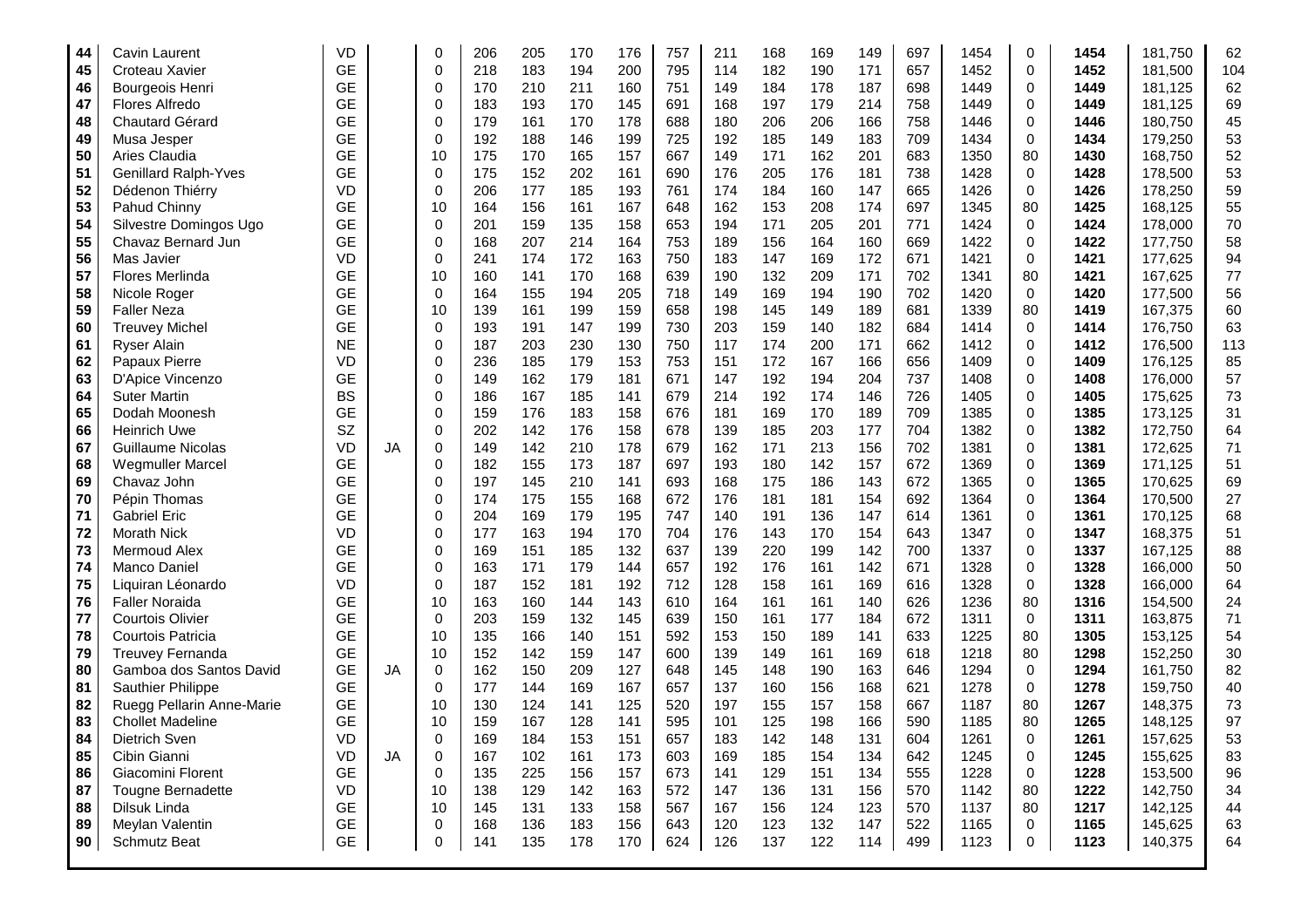| | | | | | | | | | | | | | | | | | | | | |
|---|---|---|---|---|---|---|---|---|---|---|---|---|---|---|---|---|---|---|---|---|
| 44 | Cavin Laurent | VD | | 0 | 206 | 205 | 170 | 176 | 757 | 211 | 168 | 169 | 149 | 697 | 1454 | 0 | **1454** | 181,750 | 62 |
| 45 | Croteau Xavier | GE | | 0 | 218 | 183 | 194 | 200 | 795 | 114 | 182 | 190 | 171 | 657 | 1452 | 0 | **1452** | 181,500 | 104 |
| 46 | Bourgeois Henri | GE | | 0 | 170 | 210 | 211 | 160 | 751 | 149 | 184 | 178 | 187 | 698 | 1449 | 0 | **1449** | 181,125 | 62 |
| 47 | Flores Alfredo | GE | | 0 | 183 | 193 | 170 | 145 | 691 | 168 | 197 | 179 | 214 | 758 | 1449 | 0 | **1449** | 181,125 | 69 |
| 48 | Chautard Gérard | GE | | 0 | 179 | 161 | 170 | 178 | 688 | 180 | 206 | 206 | 166 | 758 | 1446 | 0 | **1446** | 180,750 | 45 |
| 49 | Musa Jesper | GE | | 0 | 192 | 188 | 146 | 199 | 725 | 192 | 185 | 149 | 183 | 709 | 1434 | 0 | **1434** | 179,250 | 53 |
| 50 | Aries Claudia | GE | | 10 | 175 | 170 | 165 | 157 | 667 | 149 | 171 | 162 | 201 | 683 | 1350 | 80 | **1430** | 168,750 | 52 |
| 51 | Genillard Ralph-Yves | GE | | 0 | 175 | 152 | 202 | 161 | 690 | 176 | 205 | 176 | 181 | 738 | 1428 | 0 | **1428** | 178,500 | 53 |
| 52 | Dédenon Thiérry | VD | | 0 | 206 | 177 | 185 | 193 | 761 | 174 | 184 | 160 | 147 | 665 | 1426 | 0 | **1426** | 178,250 | 59 |
| 53 | Pahud Chinny | GE | | 10 | 164 | 156 | 161 | 167 | 648 | 162 | 153 | 208 | 174 | 697 | 1345 | 80 | **1425** | 168,125 | 55 |
| 54 | Silvestre Domingos Ugo | GE | | 0 | 201 | 159 | 135 | 158 | 653 | 194 | 171 | 205 | 201 | 771 | 1424 | 0 | **1424** | 178,000 | 70 |
| 55 | Chavaz Bernard Jun | GE | | 0 | 168 | 207 | 214 | 164 | 753 | 189 | 156 | 164 | 160 | 669 | 1422 | 0 | **1422** | 177,750 | 58 |
| 56 | Mas Javier | VD | | 0 | 241 | 174 | 172 | 163 | 750 | 183 | 147 | 169 | 172 | 671 | 1421 | 0 | **1421** | 177,625 | 94 |
| 57 | Flores Merlinda | GE | | 10 | 160 | 141 | 170 | 168 | 639 | 190 | 132 | 209 | 171 | 702 | 1341 | 80 | **1421** | 167,625 | 77 |
| 58 | Nicole Roger | GE | | 0 | 164 | 155 | 194 | 205 | 718 | 149 | 169 | 194 | 190 | 702 | 1420 | 0 | **1420** | 177,500 | 56 |
| 59 | Faller Neza | GE | | 10 | 139 | 161 | 199 | 159 | 658 | 198 | 145 | 149 | 189 | 681 | 1339 | 80 | **1419** | 167,375 | 60 |
| 60 | Treuvey Michel | GE | | 0 | 193 | 191 | 147 | 199 | 730 | 203 | 159 | 140 | 182 | 684 | 1414 | 0 | **1414** | 176,750 | 63 |
| 61 | Ryser Alain | NE | | 0 | 187 | 203 | 230 | 130 | 750 | 117 | 174 | 200 | 171 | 662 | 1412 | 0 | **1412** | 176,500 | 113 |
| 62 | Papaux Pierre | VD | | 0 | 236 | 185 | 179 | 153 | 753 | 151 | 172 | 167 | 166 | 656 | 1409 | 0 | **1409** | 176,125 | 85 |
| 63 | D'Apice Vincenzo | GE | | 0 | 149 | 162 | 179 | 181 | 671 | 147 | 192 | 194 | 204 | 737 | 1408 | 0 | **1408** | 176,000 | 57 |
| 64 | Suter Martin | BS | | 0 | 186 | 167 | 185 | 141 | 679 | 214 | 192 | 174 | 146 | 726 | 1405 | 0 | **1405** | 175,625 | 73 |
| 65 | Dodah Moonesh | GE | | 0 | 159 | 176 | 183 | 158 | 676 | 181 | 169 | 170 | 189 | 709 | 1385 | 0 | **1385** | 173,125 | 31 |
| 66 | Heinrich Uwe | SZ | | 0 | 202 | 142 | 176 | 158 | 678 | 139 | 185 | 203 | 177 | 704 | 1382 | 0 | **1382** | 172,750 | 64 |
| 67 | Guillaume Nicolas | VD | JA | 0 | 149 | 142 | 210 | 178 | 679 | 162 | 171 | 213 | 156 | 702 | 1381 | 0 | **1381** | 172,625 | 71 |
| 68 | Wegmuller Marcel | GE | | 0 | 182 | 155 | 173 | 187 | 697 | 193 | 180 | 142 | 157 | 672 | 1369 | 0 | **1369** | 171,125 | 51 |
| 69 | Chavaz John | GE | | 0 | 197 | 145 | 210 | 141 | 693 | 168 | 175 | 186 | 143 | 672 | 1365 | 0 | **1365** | 170,625 | 69 |
| 70 | Pépin Thomas | GE | | 0 | 174 | 175 | 155 | 168 | 672 | 176 | 181 | 181 | 154 | 692 | 1364 | 0 | **1364** | 170,500 | 27 |
| 71 | Gabriel Eric | GE | | 0 | 204 | 169 | 179 | 195 | 747 | 140 | 191 | 136 | 147 | 614 | 1361 | 0 | **1361** | 170,125 | 68 |
| 72 | Morath Nick | VD | | 0 | 177 | 163 | 194 | 170 | 704 | 176 | 143 | 170 | 154 | 643 | 1347 | 0 | **1347** | 168,375 | 51 |
| 73 | Mermoud Alex | GE | | 0 | 169 | 151 | 185 | 132 | 637 | 139 | 220 | 199 | 142 | 700 | 1337 | 0 | **1337** | 167,125 | 88 |
| 74 | Manco Daniel | GE | | 0 | 163 | 171 | 179 | 144 | 657 | 192 | 176 | 161 | 142 | 671 | 1328 | 0 | **1328** | 166,000 | 50 |
| 75 | Liquiran Léonardo | VD | | 0 | 187 | 152 | 181 | 192 | 712 | 128 | 158 | 161 | 169 | 616 | 1328 | 0 | **1328** | 166,000 | 64 |
| 76 | Faller Noraida | GE | | 10 | 163 | 160 | 144 | 143 | 610 | 164 | 161 | 161 | 140 | 626 | 1236 | 80 | **1316** | 154,500 | 24 |
| 77 | Courtois Olivier | GE | | 0 | 203 | 159 | 132 | 145 | 639 | 150 | 161 | 177 | 184 | 672 | 1311 | 0 | **1311** | 163,875 | 71 |
| 78 | Courtois Patricia | GE | | 10 | 135 | 166 | 140 | 151 | 592 | 153 | 150 | 189 | 141 | 633 | 1225 | 80 | **1305** | 153,125 | 54 |
| 79 | Treuvey Fernanda | GE | | 10 | 152 | 142 | 159 | 147 | 600 | 139 | 149 | 161 | 169 | 618 | 1218 | 80 | **1298** | 152,250 | 30 |
| 80 | Gamboa dos Santos David | GE | JA | 0 | 162 | 150 | 209 | 127 | 648 | 145 | 148 | 190 | 163 | 646 | 1294 | 0 | **1294** | 161,750 | 82 |
| 81 | Sauthier Philippe | GE | | 0 | 177 | 144 | 169 | 167 | 657 | 137 | 160 | 156 | 168 | 621 | 1278 | 0 | **1278** | 159,750 | 40 |
| 82 | Ruegg Pellarin Anne-Marie | GE | | 10 | 130 | 124 | 141 | 125 | 520 | 197 | 155 | 157 | 158 | 667 | 1187 | 80 | **1267** | 148,375 | 73 |
| 83 | Chollet Madeline | GE | | 10 | 159 | 167 | 128 | 141 | 595 | 101 | 125 | 198 | 166 | 590 | 1185 | 80 | **1265** | 148,125 | 97 |
| 84 | Dietrich Sven | VD | | 0 | 169 | 184 | 153 | 151 | 657 | 183 | 142 | 148 | 131 | 604 | 1261 | 0 | **1261** | 157,625 | 53 |
| 85 | Cibin Gianni | VD | JA | 0 | 167 | 102 | 161 | 173 | 603 | 169 | 185 | 154 | 134 | 642 | 1245 | 0 | **1245** | 155,625 | 83 |
| 86 | Giacomini Florent | GE | | 0 | 135 | 225 | 156 | 157 | 673 | 141 | 129 | 151 | 134 | 555 | 1228 | 0 | **1228** | 153,500 | 96 |
| 87 | Tougne Bernadette | VD | | 10 | 138 | 129 | 142 | 163 | 572 | 147 | 136 | 131 | 156 | 570 | 1142 | 80 | **1222** | 142,750 | 34 |
| 88 | Dilsuk Linda | GE | | 10 | 145 | 131 | 133 | 158 | 567 | 167 | 156 | 124 | 123 | 570 | 1137 | 80 | **1217** | 142,125 | 44 |
| 89 | Meylan Valentin | GE | | 0 | 168 | 136 | 183 | 156 | 643 | 120 | 123 | 132 | 147 | 522 | 1165 | 0 | **1165** | 145,625 | 63 |
| 90 | Schmutz Beat | GE | | 0 | 141 | 135 | 178 | 170 | 624 | 126 | 137 | 122 | 114 | 499 | 1123 | 0 | **1123** | 140,375 | 64 |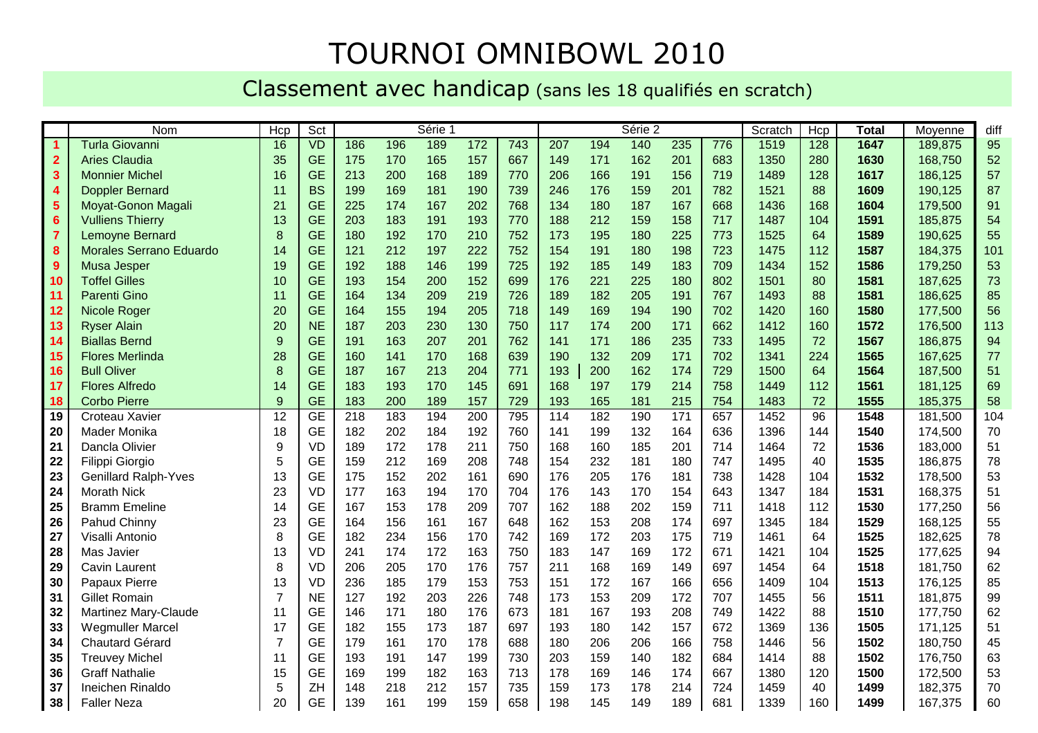# TOURNOI OMNIBOWL 2010

## Classement avec handicap (sans les 18 qualifiés en scratch)

| | Nom | Hcp | Sct | Série 1 | | | | | Série 2 | | | | | Scratch | Hcp | Total | Moyenne | diff |
|---|---|---|---|---|---|---|---|---|---|---|---|---|---|---|---|---|---|---|
| 1 | Turla Giovanni | 16 | VD | 186 | 196 | 189 | 172 | 743 | 207 | 194 | 140 | 235 | 776 | 1519 | 128 | **1647** | 189,875 | 95 |
| 2 | Aries Claudia | 35 | GE | 175 | 170 | 165 | 157 | 667 | 149 | 171 | 162 | 201 | 683 | 1350 | 280 | **1630** | 168,750 | 52 |
| 3 | Monnier Michel | 16 | GE | 213 | 200 | 168 | 189 | 770 | 206 | 166 | 191 | 156 | 719 | 1489 | 128 | **1617** | 186,125 | 57 |
| 4 | Doppler Bernard | 11 | BS | 199 | 169 | 181 | 190 | 739 | 246 | 176 | 159 | 201 | 782 | 1521 | 88 | **1609** | 190,125 | 87 |
| 5 | Moyat-Gonon Magali | 21 | GE | 225 | 174 | 167 | 202 | 768 | 134 | 180 | 187 | 167 | 668 | 1436 | 168 | **1604** | 179,500 | 91 |
| 6 | Vulliens Thierry | 13 | GE | 203 | 183 | 191 | 193 | 770 | 188 | 212 | 159 | 158 | 717 | 1487 | 104 | **1591** | 185,875 | 54 |
| 7 | Lemoyne Bernard | 8 | GE | 180 | 192 | 170 | 210 | 752 | 173 | 195 | 180 | 225 | 773 | 1525 | 64 | **1589** | 190,625 | 55 |
| 8 | Morales Serrano Eduardo | 14 | GE | 121 | 212 | 197 | 222 | 752 | 154 | 191 | 180 | 198 | 723 | 1475 | 112 | **1587** | 184,375 | 101 |
| 9 | Musa Jesper | 19 | GE | 192 | 188 | 146 | 199 | 725 | 192 | 185 | 149 | 183 | 709 | 1434 | 152 | **1586** | 179,250 | 53 |
| 10 | Toffel Gilles | 10 | GE | 193 | 154 | 200 | 152 | 699 | 176 | 221 | 225 | 180 | 802 | 1501 | 80 | **1581** | 187,625 | 73 |
| 11 | Parenti Gino | 11 | GE | 164 | 134 | 209 | 219 | 726 | 189 | 182 | 205 | 191 | 767 | 1493 | 88 | **1581** | 186,625 | 85 |
| 12 | Nicole Roger | 20 | GE | 164 | 155 | 194 | 205 | 718 | 149 | 169 | 194 | 190 | 702 | 1420 | 160 | **1580** | 177,500 | 56 |
| 13 | Ryser Alain | 20 | NE | 187 | 203 | 230 | 130 | 750 | 117 | 174 | 200 | 171 | 662 | 1412 | 160 | **1572** | 176,500 | 113 |
| 14 | Biallas Bernd | 9 | GE | 191 | 163 | 207 | 201 | 762 | 141 | 171 | 186 | 235 | 733 | 1495 | 72 | **1567** | 186,875 | 94 |
| 15 | Flores Merlinda | 28 | GE | 160 | 141 | 170 | 168 | 639 | 190 | 132 | 209 | 171 | 702 | 1341 | 224 | **1565** | 167,625 | 77 |
| 16 | Bull Oliver | 8 | GE | 187 | 167 | 213 | 204 | 771 | 193 | 200 | 162 | 174 | 729 | 1500 | 64 | **1564** | 187,500 | 51 |
| 17 | Flores Alfredo | 14 | GE | 183 | 193 | 170 | 145 | 691 | 168 | 197 | 179 | 214 | 758 | 1449 | 112 | **1561** | 181,125 | 69 |
| 18 | Corbo Pierre | 9 | GE | 183 | 200 | 189 | 157 | 729 | 193 | 165 | 181 | 215 | 754 | 1483 | 72 | **1555** | 185,375 | 58 |
| 19 | Croteau Xavier | 12 | GE | 218 | 183 | 194 | 200 | 795 | 114 | 182 | 190 | 171 | 657 | 1452 | 96 | **1548** | 181,500 | 104 |
| 20 | Mader Monika | 18 | GE | 182 | 202 | 184 | 192 | 760 | 141 | 199 | 132 | 164 | 636 | 1396 | 144 | **1540** | 174,500 | 70 |
| 21 | Dancla Olivier | 9 | VD | 189 | 172 | 178 | 211 | 750 | 168 | 160 | 185 | 201 | 714 | 1464 | 72 | **1536** | 183,000 | 51 |
| 22 | Filippi Giorgio | 5 | GE | 159 | 212 | 169 | 208 | 748 | 154 | 232 | 181 | 180 | 747 | 1495 | 40 | **1535** | 186,875 | 78 |
| 23 | Genillard Ralph-Yves | 13 | GE | 175 | 152 | 202 | 161 | 690 | 176 | 205 | 176 | 181 | 738 | 1428 | 104 | **1532** | 178,500 | 53 |
| 24 | Morath Nick | 23 | VD | 177 | 163 | 194 | 170 | 704 | 176 | 143 | 170 | 154 | 643 | 1347 | 184 | **1531** | 168,375 | 51 |
| 25 | Bramm Emeline | 14 | GE | 167 | 153 | 178 | 209 | 707 | 162 | 188 | 202 | 159 | 711 | 1418 | 112 | **1530** | 177,250 | 56 |
| 26 | Pahud Chinny | 23 | GE | 164 | 156 | 161 | 167 | 648 | 162 | 153 | 208 | 174 | 697 | 1345 | 184 | **1529** | 168,125 | 55 |
| 27 | Visalli Antonio | 8 | GE | 182 | 234 | 156 | 170 | 742 | 169 | 172 | 203 | 175 | 719 | 1461 | 64 | **1525** | 182,625 | 78 |
| 28 | Mas Javier | 13 | VD | 241 | 174 | 172 | 163 | 750 | 183 | 147 | 169 | 172 | 671 | 1421 | 104 | **1525** | 177,625 | 94 |
| 29 | Cavin Laurent | 8 | VD | 206 | 205 | 170 | 176 | 757 | 211 | 168 | 169 | 149 | 697 | 1454 | 64 | **1518** | 181,750 | 62 |
| 30 | Papaux Pierre | 13 | VD | 236 | 185 | 179 | 153 | 753 | 151 | 172 | 167 | 166 | 656 | 1409 | 104 | **1513** | 176,125 | 85 |
| 31 | Gillet Romain | 7 | NE | 127 | 192 | 203 | 226 | 748 | 173 | 153 | 209 | 172 | 707 | 1455 | 56 | **1511** | 181,875 | 99 |
| 32 | Martinez Mary-Claude | 11 | GE | 146 | 171 | 180 | 176 | 673 | 181 | 167 | 193 | 208 | 749 | 1422 | 88 | **1510** | 177,750 | 62 |
| 33 | Wegmuller Marcel | 17 | GE | 182 | 155 | 173 | 187 | 697 | 193 | 180 | 142 | 157 | 672 | 1369 | 136 | **1505** | 171,125 | 51 |
| 34 | Chautard Gérard | 7 | GE | 179 | 161 | 170 | 178 | 688 | 180 | 206 | 206 | 166 | 758 | 1446 | 56 | **1502** | 180,750 | 45 |
| 35 | Treuvey Michel | 11 | GE | 193 | 191 | 147 | 199 | 730 | 203 | 159 | 140 | 182 | 684 | 1414 | 88 | **1502** | 176,750 | 63 |
| 36 | Graff Nathalie | 15 | GE | 169 | 199 | 182 | 163 | 713 | 178 | 169 | 146 | 174 | 667 | 1380 | 120 | **1500** | 172,500 | 53 |
| 37 | Ineichen Rinaldo | 5 | ZH | 148 | 218 | 212 | 157 | 735 | 159 | 173 | 178 | 214 | 724 | 1459 | 40 | **1499** | 182,375 | 70 |
| 38 | Faller Neza | 20 | GE | 139 | 161 | 199 | 159 | 658 | 198 | 145 | 149 | 189 | 681 | 1339 | 160 | **1499** | 167,375 | 60 |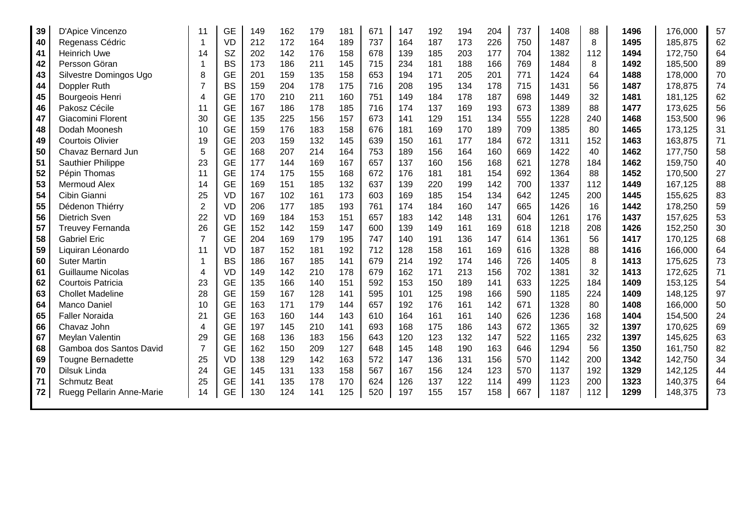| | | | | | | | | | | | | | | | | | | | |
|---|---|---|---|---|---|---|---|---|---|---|---|---|---|---|---|---|---|---|---|
| **39** | D'Apice Vincenzo | 11 | GE | 149 | 162 | 179 | 181 | 671 | 147 | 192 | 194 | 204 | 737 | 1408 | 88 | **1496** | 176,000 | 57 |
| **40** | Regenass Cédric | 1 | VD | 212 | 172 | 164 | 189 | 737 | 164 | 187 | 173 | 226 | 750 | 1487 | 8 | **1495** | 185,875 | 62 |
| **41** | Heinrich Uwe | 14 | SZ | 202 | 142 | 176 | 158 | 678 | 139 | 185 | 203 | 177 | 704 | 1382 | 112 | **1494** | 172,750 | 64 |
| **42** | Persson Göran | 1 | BS | 173 | 186 | 211 | 145 | 715 | 234 | 181 | 188 | 166 | 769 | 1484 | 8 | **1492** | 185,500 | 89 |
| **43** | Silvestre Domingos Ugo | 8 | GE | 201 | 159 | 135 | 158 | 653 | 194 | 171 | 205 | 201 | 771 | 1424 | 64 | **1488** | 178,000 | 70 |
| **44** | Doppler Ruth | 7 | BS | 159 | 204 | 178 | 175 | 716 | 208 | 195 | 134 | 178 | 715 | 1431 | 56 | **1487** | 178,875 | 74 |
| **45** | Bourgeois Henri | 4 | GE | 170 | 210 | 211 | 160 | 751 | 149 | 184 | 178 | 187 | 698 | 1449 | 32 | **1481** | 181,125 | 62 |
| **46** | Pakosz Cécile | 11 | GE | 167 | 186 | 178 | 185 | 716 | 174 | 137 | 169 | 193 | 673 | 1389 | 88 | **1477** | 173,625 | 56 |
| **47** | Giacomini Florent | 30 | GE | 135 | 225 | 156 | 157 | 673 | 141 | 129 | 151 | 134 | 555 | 1228 | 240 | **1468** | 153,500 | 96 |
| **48** | Dodah Moonesh | 10 | GE | 159 | 176 | 183 | 158 | 676 | 181 | 169 | 170 | 189 | 709 | 1385 | 80 | **1465** | 173,125 | 31 |
| **49** | Courtois Olivier | 19 | GE | 203 | 159 | 132 | 145 | 639 | 150 | 161 | 177 | 184 | 672 | 1311 | 152 | **1463** | 163,875 | 71 |
| **50** | Chavaz Bernard Jun | 5 | GE | 168 | 207 | 214 | 164 | 753 | 189 | 156 | 164 | 160 | 669 | 1422 | 40 | **1462** | 177,750 | 58 |
| **51** | Sauthier Philippe | 23 | GE | 177 | 144 | 169 | 167 | 657 | 137 | 160 | 156 | 168 | 621 | 1278 | 184 | **1462** | 159,750 | 40 |
| **52** | Pépin Thomas | 11 | GE | 174 | 175 | 155 | 168 | 672 | 176 | 181 | 181 | 154 | 692 | 1364 | 88 | **1452** | 170,500 | 27 |
| **53** | Mermoud Alex | 14 | GE | 169 | 151 | 185 | 132 | 637 | 139 | 220 | 199 | 142 | 700 | 1337 | 112 | **1449** | 167,125 | 88 |
| **54** | Cibin Gianni | 25 | VD | 167 | 102 | 161 | 173 | 603 | 169 | 185 | 154 | 134 | 642 | 1245 | 200 | **1445** | 155,625 | 83 |
| **55** | Dédenon Thiérry | 2 | VD | 206 | 177 | 185 | 193 | 761 | 174 | 184 | 160 | 147 | 665 | 1426 | 16 | **1442** | 178,250 | 59 |
| **56** | Dietrich Sven | 22 | VD | 169 | 184 | 153 | 151 | 657 | 183 | 142 | 148 | 131 | 604 | 1261 | 176 | **1437** | 157,625 | 53 |
| **57** | Treuvey Fernanda | 26 | GE | 152 | 142 | 159 | 147 | 600 | 139 | 149 | 161 | 169 | 618 | 1218 | 208 | **1426** | 152,250 | 30 |
| **58** | Gabriel Eric | 7 | GE | 204 | 169 | 179 | 195 | 747 | 140 | 191 | 136 | 147 | 614 | 1361 | 56 | **1417** | 170,125 | 68 |
| **59** | Liquiran Léonardo | 11 | VD | 187 | 152 | 181 | 192 | 712 | 128 | 158 | 161 | 169 | 616 | 1328 | 88 | **1416** | 166,000 | 64 |
| **60** | Suter Martin | 1 | BS | 186 | 167 | 185 | 141 | 679 | 214 | 192 | 174 | 146 | 726 | 1405 | 8 | **1413** | 175,625 | 73 |
| **61** | Guillaume Nicolas | 4 | VD | 149 | 142 | 210 | 178 | 679 | 162 | 171 | 213 | 156 | 702 | 1381 | 32 | **1413** | 172,625 | 71 |
| **62** | Courtois Patricia | 23 | GE | 135 | 166 | 140 | 151 | 592 | 153 | 150 | 189 | 141 | 633 | 1225 | 184 | **1409** | 153,125 | 54 |
| **63** | Chollet Madeline | 28 | GE | 159 | 167 | 128 | 141 | 595 | 101 | 125 | 198 | 166 | 590 | 1185 | 224 | **1409** | 148,125 | 97 |
| **64** | Manco Daniel | 10 | GE | 163 | 171 | 179 | 144 | 657 | 192 | 176 | 161 | 142 | 671 | 1328 | 80 | **1408** | 166,000 | 50 |
| **65** | Faller Noraida | 21 | GE | 163 | 160 | 144 | 143 | 610 | 164 | 161 | 161 | 140 | 626 | 1236 | 168 | **1404** | 154,500 | 24 |
| **66** | Chavaz John | 4 | GE | 197 | 145 | 210 | 141 | 693 | 168 | 175 | 186 | 143 | 672 | 1365 | 32 | **1397** | 170,625 | 69 |
| **67** | Meylan Valentin | 29 | GE | 168 | 136 | 183 | 156 | 643 | 120 | 123 | 132 | 147 | 522 | 1165 | 232 | **1397** | 145,625 | 63 |
| **68** | Gamboa dos Santos David | 7 | GE | 162 | 150 | 209 | 127 | 648 | 145 | 148 | 190 | 163 | 646 | 1294 | 56 | **1350** | 161,750 | 82 |
| **69** | Tougne Bernadette | 25 | VD | 138 | 129 | 142 | 163 | 572 | 147 | 136 | 131 | 156 | 570 | 1142 | 200 | **1342** | 142,750 | 34 |
| **70** | Dilsuk Linda | 24 | GE | 145 | 131 | 133 | 158 | 567 | 167 | 156 | 124 | 123 | 570 | 1137 | 192 | **1329** | 142,125 | 44 |
| **71** | Schmutz Beat | 25 | GE | 141 | 135 | 178 | 170 | 624 | 126 | 137 | 122 | 114 | 499 | 1123 | 200 | **1323** | 140,375 | 64 |
| **72** | Ruegg Pellarin Anne-Marie | 14 | GE | 130 | 124 | 141 | 125 | 520 | 197 | 155 | 157 | 158 | 667 | 1187 | 112 | **1299** | 148,375 | 73 |